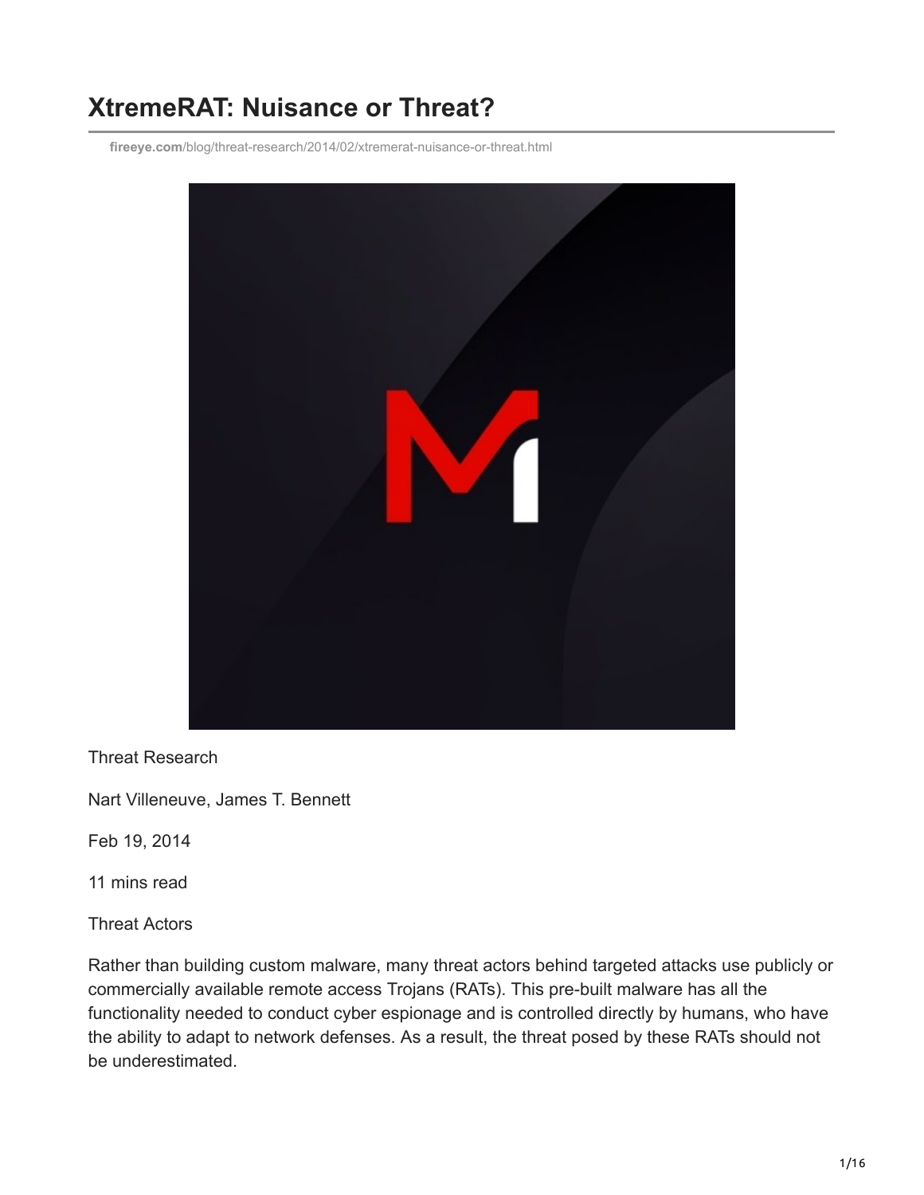# XtremeRAT: Nuisance or Threat?

**fireeye.com**/blog/threat-research/2014/02/xtremerat-nuisance-or-threat.html

Threat Research

Nart Villeneuve, James T. Bennett

Feb 19, 2014

11 mins read

Threat Actors

Rather than building custom malware, many threat actors behind targeted attacks use publicly or commercially available remote access Trojans (RATs). This pre-built malware has all the functionality needed to conduct cyber espionage and is controlled directly by humans, who have the ability to adapt to network defenses. As a result, the threat posed by these RATs should not be underestimated.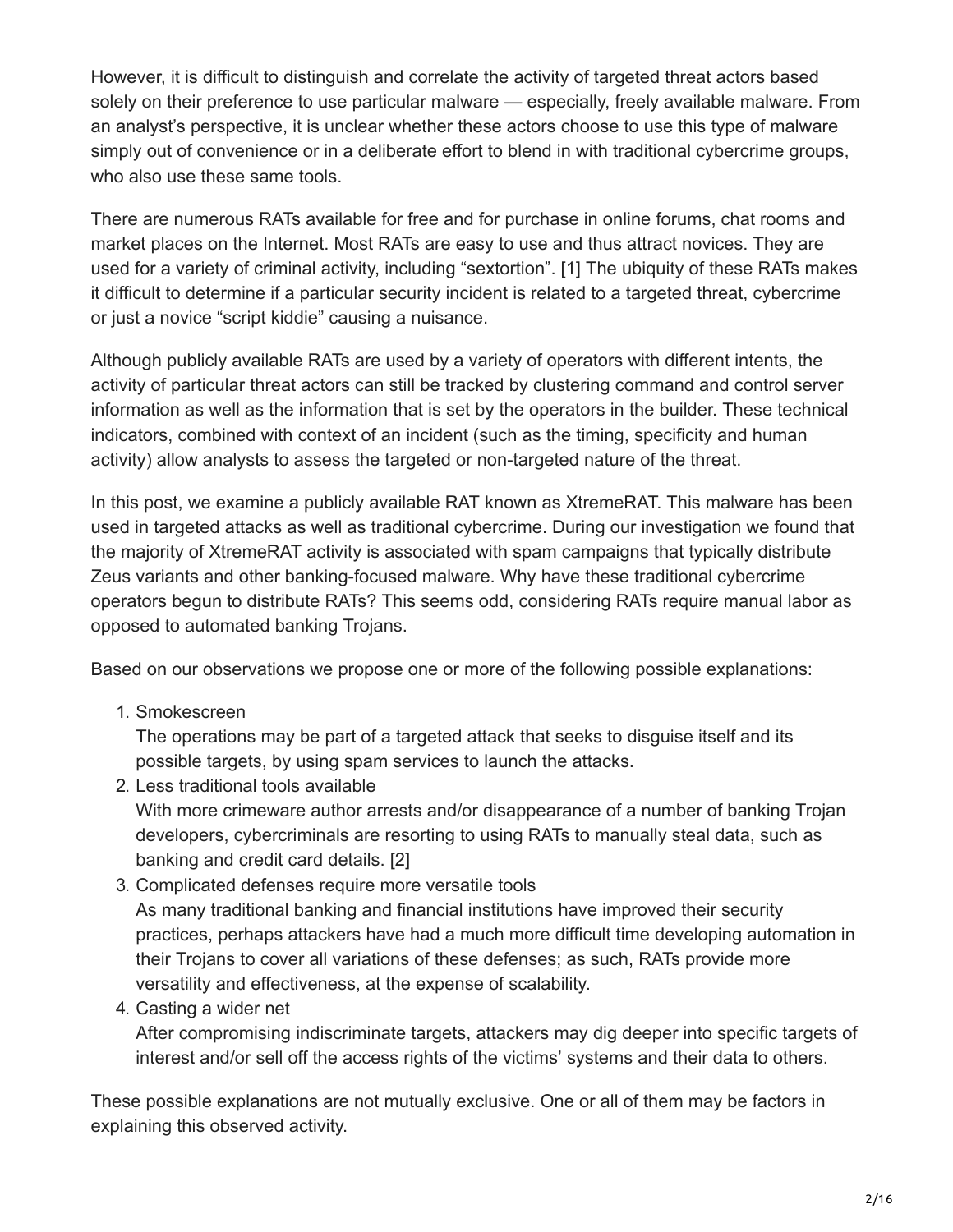However, it is difficult to distinguish and correlate the activity of targeted threat actors based solely on their preference to use particular malware — especially, freely available malware. From an analyst's perspective, it is unclear whether these actors choose to use this type of malware simply out of convenience or in a deliberate effort to blend in with traditional cybercrime groups, who also use these same tools.

There are numerous RATs available for free and for purchase in online forums, chat rooms and market places on the Internet. Most RATs are easy to use and thus attract novices. They are used for a variety of criminal activity, including "sextortion". [1] The ubiquity of these RATs makes it difficult to determine if a particular security incident is related to a targeted threat, cybercrime or just a novice "script kiddie" causing a nuisance.

Although publicly available RATs are used by a variety of operators with different intents, the activity of particular threat actors can still be tracked by clustering command and control server information as well as the information that is set by the operators in the builder. These technical indicators, combined with context of an incident (such as the timing, specificity and human activity) allow analysts to assess the targeted or non-targeted nature of the threat.

In this post, we examine a publicly available RAT known as XtremeRAT. This malware has been used in targeted attacks as well as traditional cybercrime. During our investigation we found that the majority of XtremeRAT activity is associated with spam campaigns that typically distribute Zeus variants and other banking-focused malware. Why have these traditional cybercrime operators begun to distribute RATs? This seems odd, considering RATs require manual labor as opposed to automated banking Trojans.

Based on our observations we propose one or more of the following possible explanations:

1. Smokescreen
   The operations may be part of a targeted attack that seeks to disguise itself and its possible targets, by using spam services to launch the attacks.
2. Less traditional tools available
   With more crimeware author arrests and/or disappearance of a number of banking Trojan developers, cybercriminals are resorting to using RATs to manually steal data, such as banking and credit card details. [2]
3. Complicated defenses require more versatile tools
   As many traditional banking and financial institutions have improved their security practices, perhaps attackers have had a much more difficult time developing automation in their Trojans to cover all variations of these defenses; as such, RATs provide more versatility and effectiveness, at the expense of scalability.
4. Casting a wider net
   After compromising indiscriminate targets, attackers may dig deeper into specific targets of interest and/or sell off the access rights of the victims' systems and their data to others.

These possible explanations are not mutually exclusive. One or all of them may be factors in explaining this observed activity.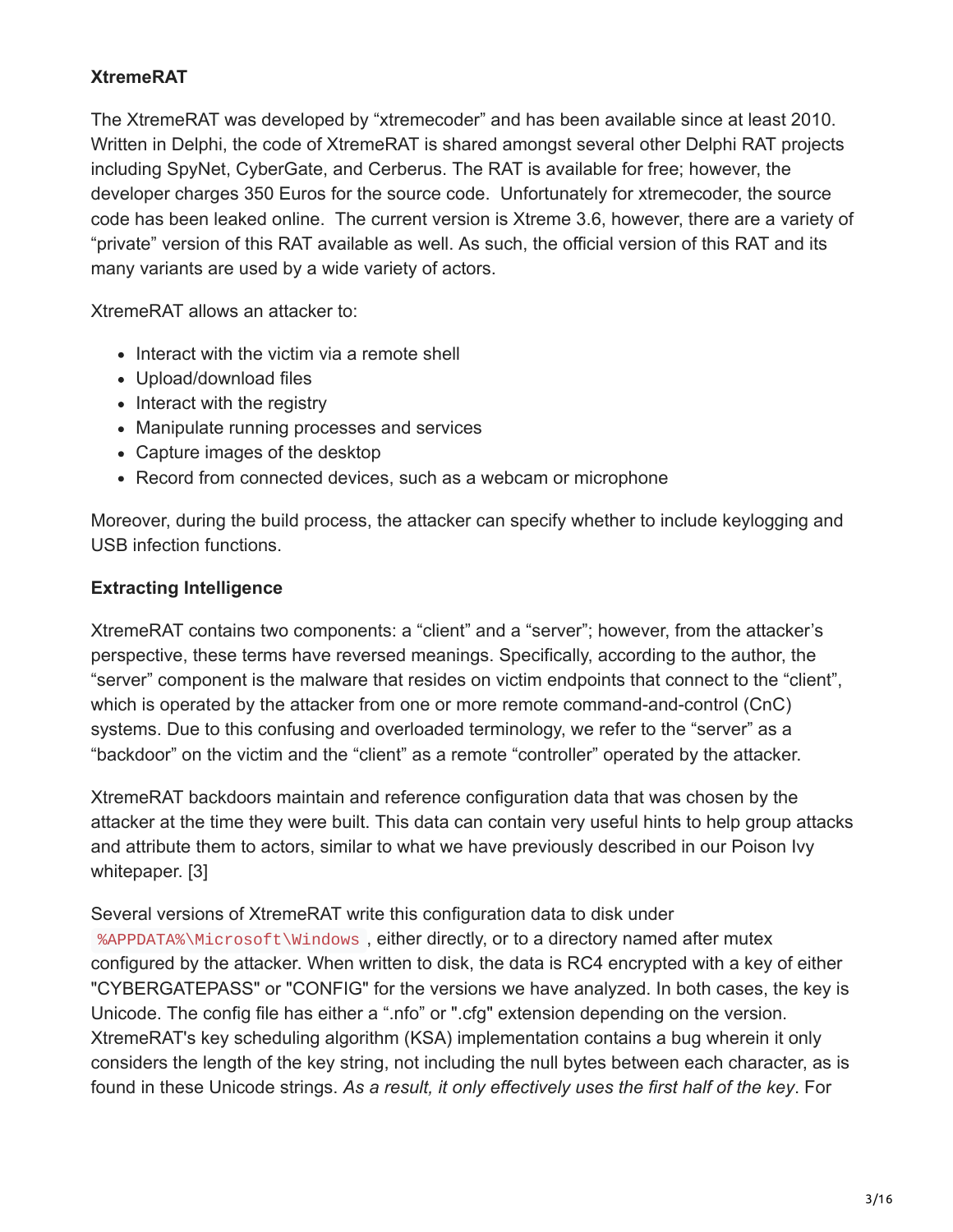### XtremeRAT

The XtremeRAT was developed by "xtremecoder" and has been available since at least 2010. Written in Delphi, the code of XtremeRAT is shared amongst several other Delphi RAT projects including SpyNet, CyberGate, and Cerberus. The RAT is available for free; however, the developer charges 350 Euros for the source code. Unfortunately for xtremecoder, the source code has been leaked online. The current version is Xtreme 3.6, however, there are a variety of "private" version of this RAT available as well. As such, the official version of this RAT and its many variants are used by a wide variety of actors.

XtremeRAT allows an attacker to:

- Interact with the victim via a remote shell
- Upload/download files
- Interact with the registry
- Manipulate running processes and services
- Capture images of the desktop
- Record from connected devices, such as a webcam or microphone

Moreover, during the build process, the attacker can specify whether to include keylogging and USB infection functions.

### Extracting Intelligence

XtremeRAT contains two components: a "client" and a "server"; however, from the attacker's perspective, these terms have reversed meanings. Specifically, according to the author, the "server" component is the malware that resides on victim endpoints that connect to the "client", which is operated by the attacker from one or more remote command-and-control (CnC) systems. Due to this confusing and overloaded terminology, we refer to the "server" as a "backdoor" on the victim and the "client" as a remote "controller" operated by the attacker.

XtremeRAT backdoors maintain and reference configuration data that was chosen by the attacker at the time they were built. This data can contain very useful hints to help group attacks and attribute them to actors, similar to what we have previously described in our Poison Ivy whitepaper. [3]

Several versions of XtremeRAT write this configuration data to disk under `%APPDATA%\Microsoft\Windows`, either directly, or to a directory named after mutex configured by the attacker. When written to disk, the data is RC4 encrypted with a key of either "CYBERGATEPASS" or "CONFIG" for the versions we have analyzed. In both cases, the key is Unicode. The config file has either a ".nfo" or ".cfg" extension depending on the version. XtremeRAT's key scheduling algorithm (KSA) implementation contains a bug wherein it only considers the length of the key string, not including the null bytes between each character, as is found in these Unicode strings. *As a result, it only effectively uses the first half of the key*. For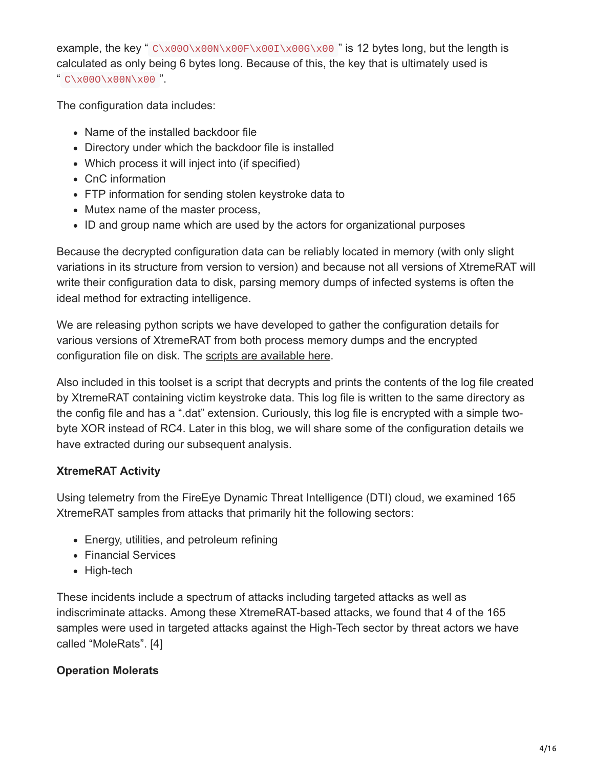example, the key “ `C\x00O\x00N\x00F\x00I\x00G\x00` ” is 12 bytes long, but the length is calculated as only being 6 bytes long. Because of this, the key that is ultimately used is “ `C\x00O\x00N\x00` ”.

The configuration data includes:

- Name of the installed backdoor file
- Directory under which the backdoor file is installed
- Which process it will inject into (if specified)
- CnC information
- FTP information for sending stolen keystroke data to
- Mutex name of the master process,
- ID and group name which are used by the actors for organizational purposes

Because the decrypted configuration data can be reliably located in memory (with only slight variations in its structure from version to version) and because not all versions of XtremeRAT will write their configuration data to disk, parsing memory dumps of infected systems is often the ideal method for extracting intelligence.

We are releasing python scripts we have developed to gather the configuration details for various versions of XtremeRAT from both process memory dumps and the encrypted configuration file on disk. The scripts are available here.

Also included in this toolset is a script that decrypts and prints the contents of the log file created by XtremeRAT containing victim keystroke data. This log file is written to the same directory as the config file and has a “.dat” extension. Curiously, this log file is encrypted with a simple two-byte XOR instead of RC4. Later in this blog, we will share some of the configuration details we have extracted during our subsequent analysis.

**XtremeRAT Activity**

Using telemetry from the FireEye Dynamic Threat Intelligence (DTI) cloud, we examined 165 XtremeRAT samples from attacks that primarily hit the following sectors:

- Energy, utilities, and petroleum refining
- Financial Services
- High-tech

These incidents include a spectrum of attacks including targeted attacks as well as indiscriminate attacks. Among these XtremeRAT-based attacks, we found that 4 of the 165 samples were used in targeted attacks against the High-Tech sector by threat actors we have called “MoleRats”. [4]

**Operation Molerats**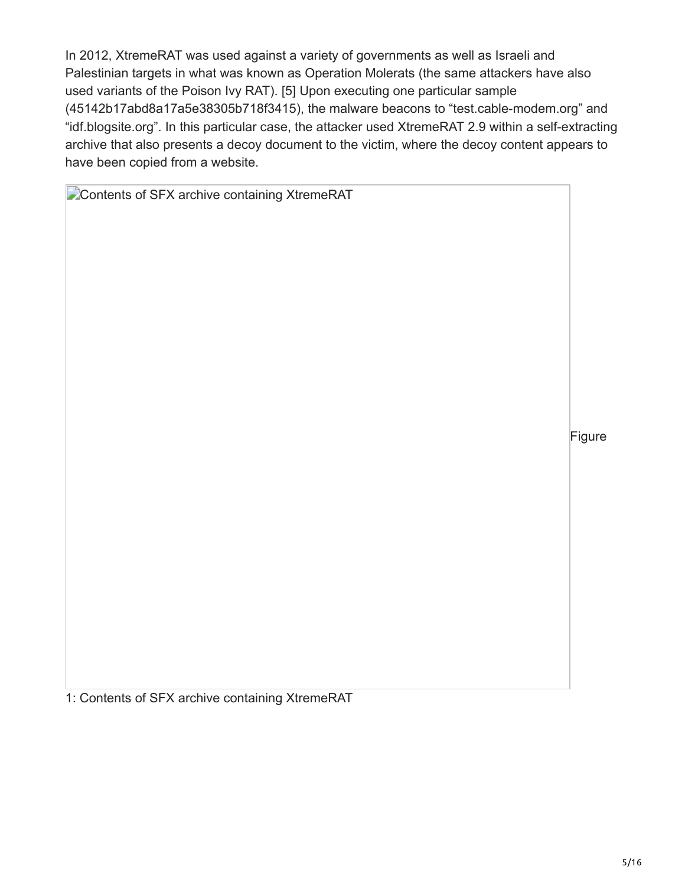In 2012, XtremeRAT was used against a variety of governments as well as Israeli and Palestinian targets in what was known as Operation Molerats (the same attackers have also used variants of the Poison Ivy RAT). [5] Upon executing one particular sample (45142b17abd8a17a5e38305b718f3415), the malware beacons to "test.cable-modem.org" and "idf.blogsite.org". In this particular case, the attacker used XtremeRAT 2.9 within a self-extracting archive that also presents a decoy document to the victim, where the decoy content appears to have been copied from a website.

Figure 1: Contents of SFX archive containing XtremeRAT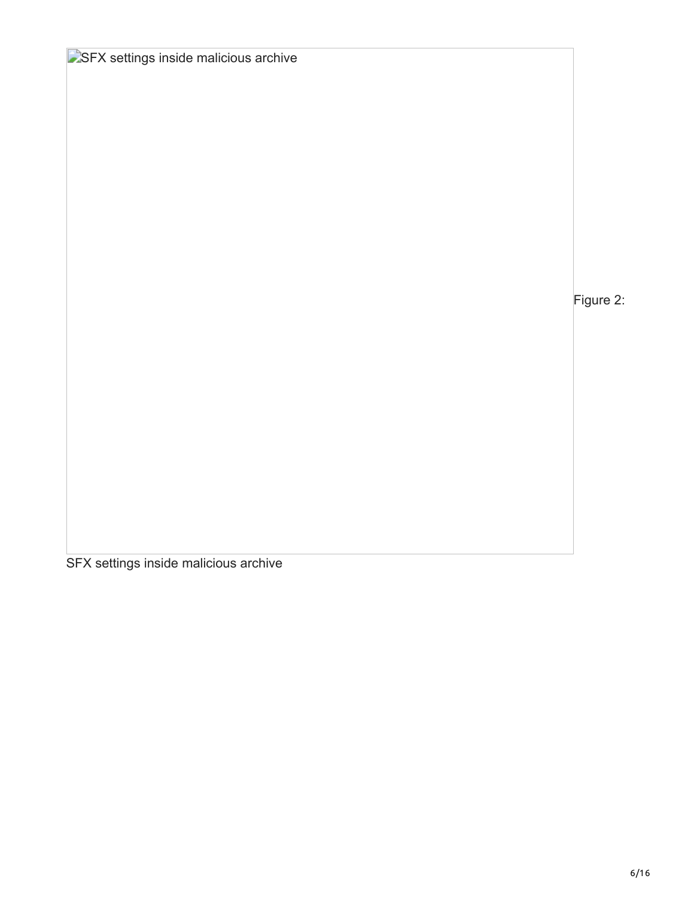Figure 2: SFX settings inside malicious archive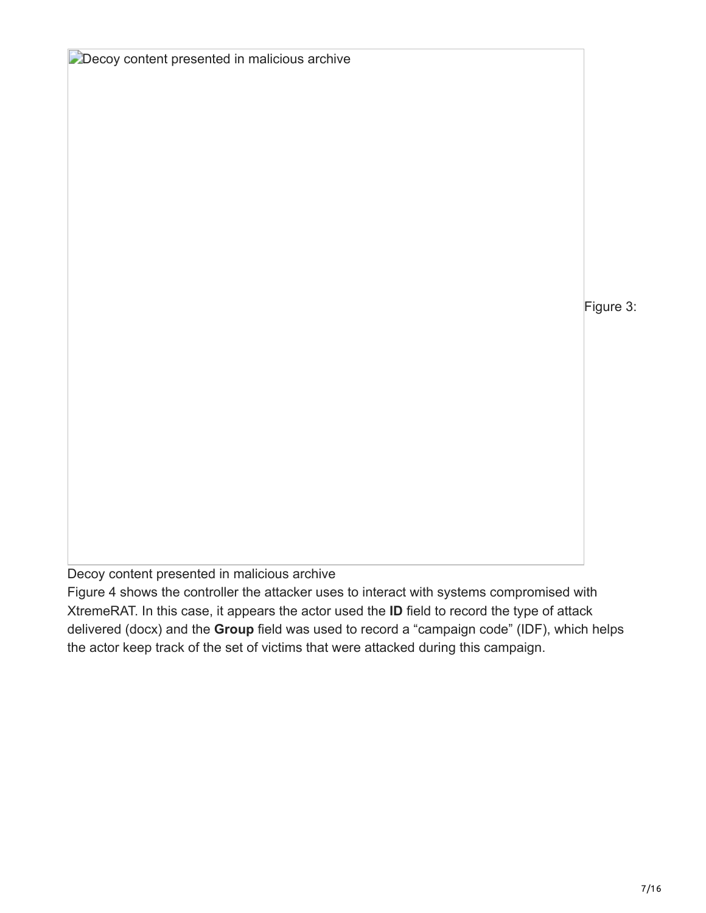Decoy content presented in malicious archive

Figure 3:

Decoy content presented in malicious archive

Figure 4 shows the controller the attacker uses to interact with systems compromised with XtremeRAT. In this case, it appears the actor used the **ID** field to record the type of attack delivered (docx) and the **Group** field was used to record a “campaign code” (IDF), which helps the actor keep track of the set of victims that were attacked during this campaign.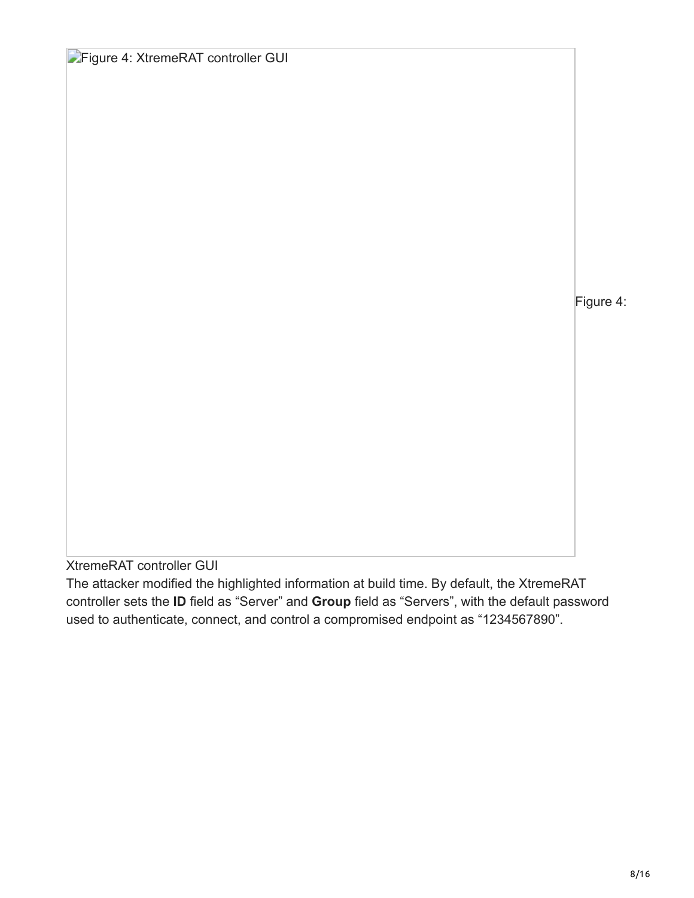Figure 4: XtremeRAT controller GUI

Figure 4:

XtremeRAT controller GUI

The attacker modified the highlighted information at build time. By default, the XtremeRAT controller sets the **ID** field as “Server” and **Group** field as “Servers”, with the default password used to authenticate, connect, and control a compromised endpoint as “1234567890”.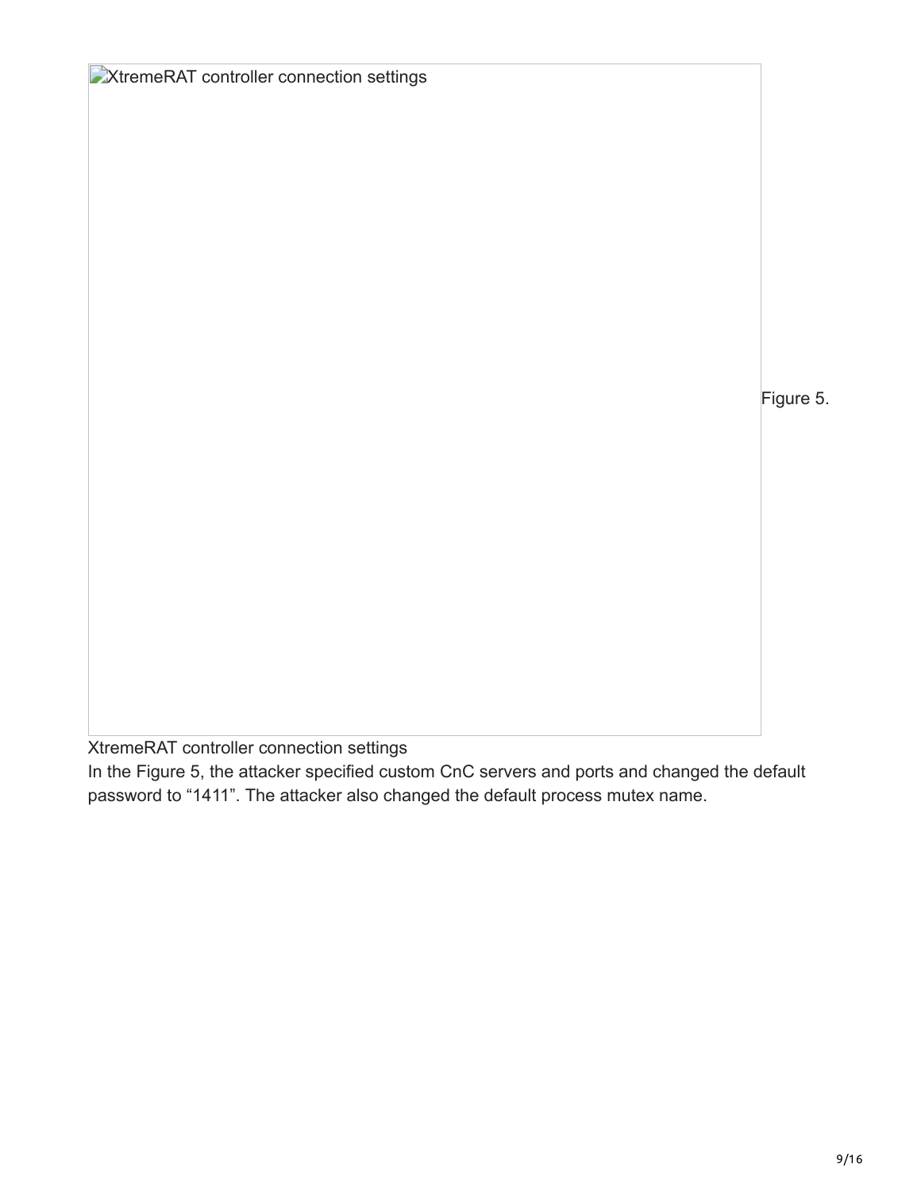XtremeRAT controller connection settings

Figure 5.

XtremeRAT controller connection settings

In the Figure 5, the attacker specified custom CnC servers and ports and changed the default password to "1411". The attacker also changed the default process mutex name.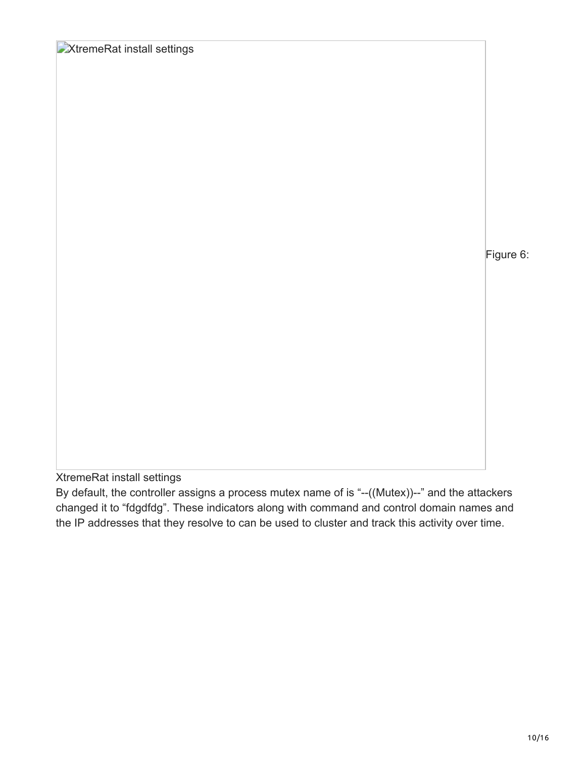XtremeRat install settings

Figure 6:

XtremeRat install settings

By default, the controller assigns a process mutex name of is "--((Mutex))--" and the attackers changed it to "fdgdfdg". These indicators along with command and control domain names and the IP addresses that they resolve to can be used to cluster and track this activity over time.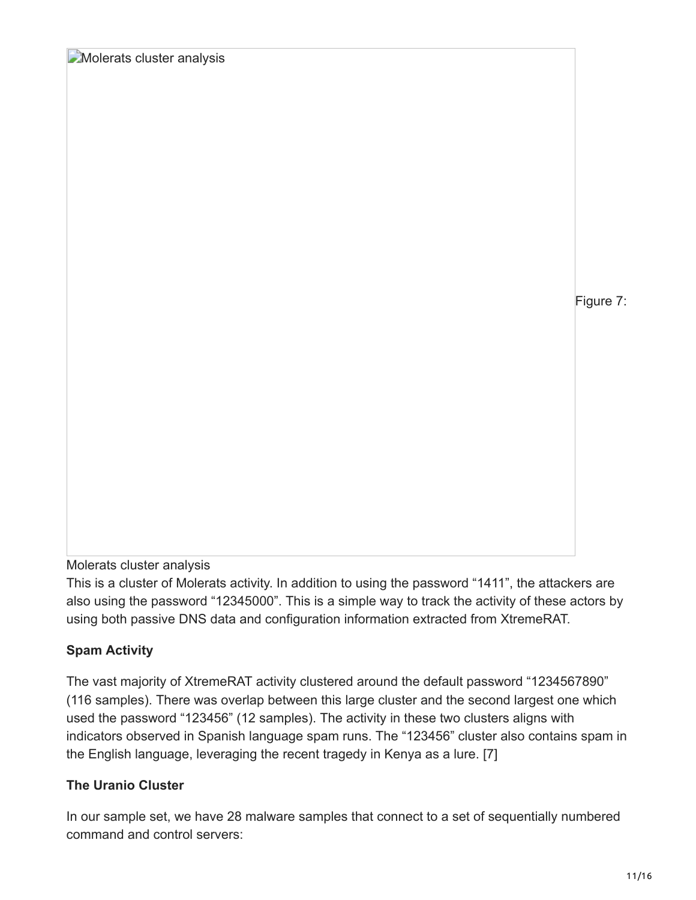Molerats cluster analysis

Figure 7:

Molerats cluster analysis

This is a cluster of Molerats activity. In addition to using the password “1411”, the attackers are also using the password “12345000”. This is a simple way to track the activity of these actors by using both passive DNS data and configuration information extracted from XtremeRAT.

**Spam Activity**

The vast majority of XtremeRAT activity clustered around the default password “1234567890” (116 samples). There was overlap between this large cluster and the second largest one which used the password “123456” (12 samples). The activity in these two clusters aligns with indicators observed in Spanish language spam runs. The “123456” cluster also contains spam in the English language, leveraging the recent tragedy in Kenya as a lure. [7]

**The Uranio Cluster**

In our sample set, we have 28 malware samples that connect to a set of sequentially numbered command and control servers: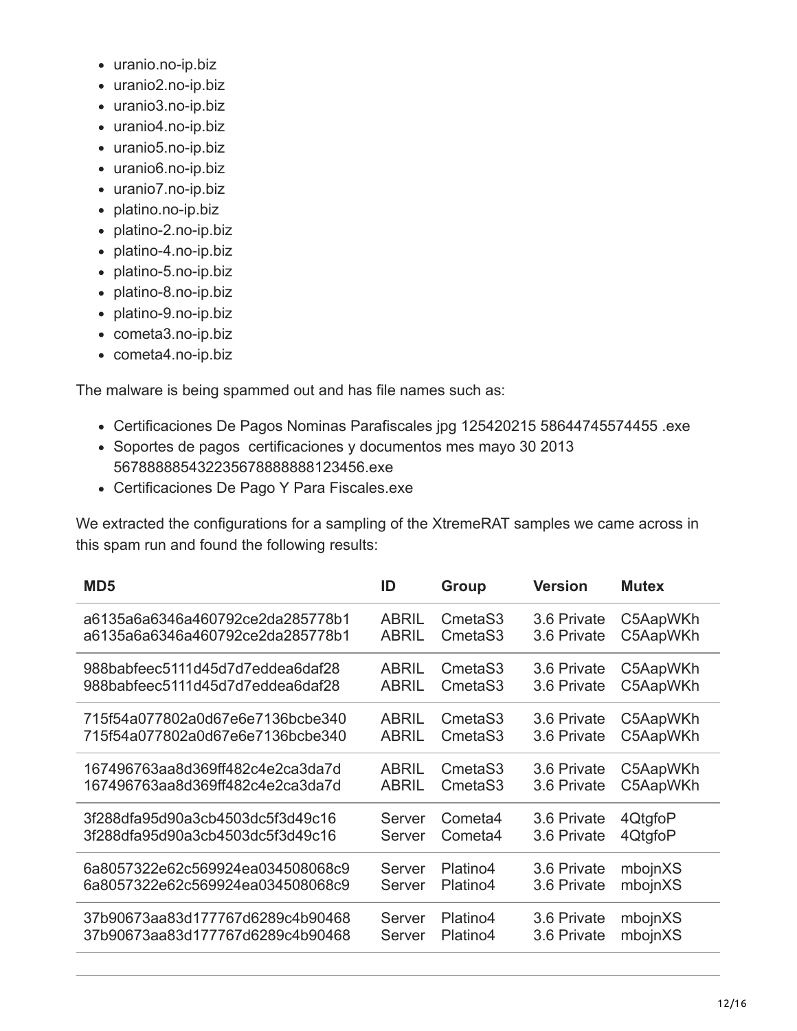- uranio.no-ip.biz
- uranio2.no-ip.biz
- uranio3.no-ip.biz
- uranio4.no-ip.biz
- uranio5.no-ip.biz
- uranio6.no-ip.biz
- uranio7.no-ip.biz
- platino.no-ip.biz
- platino-2.no-ip.biz
- platino-4.no-ip.biz
- platino-5.no-ip.biz
- platino-8.no-ip.biz
- platino-9.no-ip.biz
- cometa3.no-ip.biz
- cometa4.no-ip.biz

The malware is being spammed out and has file names such as:

- Certificaciones De Pagos Nominas Parafiscales jpg 125420215 58644745574455 .exe
- Soportes de pagos certificaciones y documentos mes mayo 30 2013 567888885432235678888888123456.exe
- Certificaciones De Pago Y Para Fiscales.exe

We extracted the configurations for a sampling of the XtremeRAT samples we came across in this spam run and found the following results:

| MD5 | ID | Group | Version | Mutex |
|---|---|---|---|---|
| a6135a6a6346a460792ce2da285778b1 | ABRIL | CmetaS3 | 3.6 Private | C5AapWKh |
| 988babfeec5111d45d7d7eddea6daf28 | ABRIL | CmetaS3 | 3.6 Private | C5AapWKh |
| 715f54a077802a0d67e6e7136bcbe340 | ABRIL | CmetaS3 | 3.6 Private | C5AapWKh |
| 167496763aa8d369ff482c4e2ca3da7d | ABRIL | CmetaS3 | 3.6 Private | C5AapWKh |
| 3f288dfa95d90a3cb4503dc5f3d49c16 | Server | Cometa4 | 3.6 Private | 4QtgfoP |
| 6a8057322e62c569924ea034508068c9 | Server | Platino4 | 3.6 Private | mbojnXS |
| 37b90673aa83d177767d6289c4b90468 | Server | Platino4 | 3.6 Private | mbojnXS |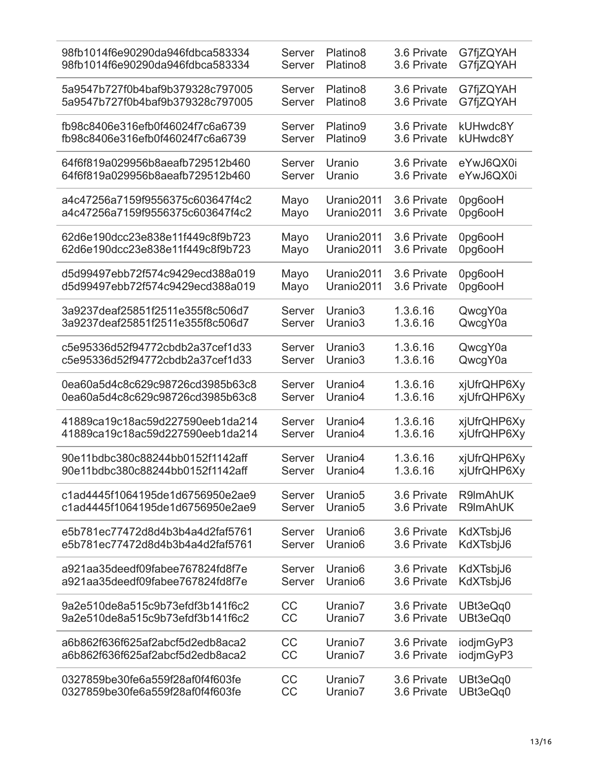| | | | | |
|---|---|---|---|---|
| 98fb1014f6e90290da946fdbca583334 | Server | Platino8 | 3.6 Private | G7fjZQYAH |
| 98fb1014f6e90290da946fdbca583334 | Server | Platino8 | 3.6 Private | G7fjZQYAH |
| 5a9547b727f0b4baf9b379328c797005 | Server | Platino8 | 3.6 Private | G7fjZQYAH |
| 5a9547b727f0b4baf9b379328c797005 | Server | Platino8 | 3.6 Private | G7fjZQYAH |
| fb98c8406e316efb0f46024f7c6a6739 | Server | Platino9 | 3.6 Private | kUHwdc8Y |
| fb98c8406e316efb0f46024f7c6a6739 | Server | Platino9 | 3.6 Private | kUHwdc8Y |
| 64f6f819a029956b8aeafb729512b460 | Server | Uranio | 3.6 Private | eYwJ6QX0i |
| 64f6f819a029956b8aeafb729512b460 | Server | Uranio | 3.6 Private | eYwJ6QX0i |
| a4c47256a7159f9556375c603647f4c2 | Mayo | Uranio2011 | 3.6 Private | 0pg6ooH |
| a4c47256a7159f9556375c603647f4c2 | Mayo | Uranio2011 | 3.6 Private | 0pg6ooH |
| 62d6e190dcc23e838e11f449c8f9b723 | Mayo | Uranio2011 | 3.6 Private | 0pg6ooH |
| 62d6e190dcc23e838e11f449c8f9b723 | Mayo | Uranio2011 | 3.6 Private | 0pg6ooH |
| d5d99497ebb72f574c9429ecd388a019 | Mayo | Uranio2011 | 3.6 Private | 0pg6ooH |
| d5d99497ebb72f574c9429ecd388a019 | Mayo | Uranio2011 | 3.6 Private | 0pg6ooH |
| 3a9237deaf25851f2511e355f8c506d7 | Server | Uranio3 | 1.3.6.16 | QwcgY0a |
| 3a9237deaf25851f2511e355f8c506d7 | Server | Uranio3 | 1.3.6.16 | QwcgY0a |
| c5e95336d52f94772cbdb2a37cef1d33 | Server | Uranio3 | 1.3.6.16 | QwcgY0a |
| c5e95336d52f94772cbdb2a37cef1d33 | Server | Uranio3 | 1.3.6.16 | QwcgY0a |
| 0ea60a5d4c8c629c98726cd3985b63c8 | Server | Uranio4 | 1.3.6.16 | xjUfrQHP6Xy |
| 0ea60a5d4c8c629c98726cd3985b63c8 | Server | Uranio4 | 1.3.6.16 | xjUfrQHP6Xy |
| 41889ca19c18ac59d227590eeb1da214 | Server | Uranio4 | 1.3.6.16 | xjUfrQHP6Xy |
| 41889ca19c18ac59d227590eeb1da214 | Server | Uranio4 | 1.3.6.16 | xjUfrQHP6Xy |
| 90e11bdbc380c88244bb0152f1142aff | Server | Uranio4 | 1.3.6.16 | xjUfrQHP6Xy |
| 90e11bdbc380c88244bb0152f1142aff | Server | Uranio4 | 1.3.6.16 | xjUfrQHP6Xy |
| c1ad4445f1064195de1d6756950e2ae9 | Server | Uranio5 | 3.6 Private | R9lmAhUK |
| c1ad4445f1064195de1d6756950e2ae9 | Server | Uranio5 | 3.6 Private | R9lmAhUK |
| e5b781ec77472d8d4b3b4a4d2faf5761 | Server | Uranio6 | 3.6 Private | KdXTsbjJ6 |
| e5b781ec77472d8d4b3b4a4d2faf5761 | Server | Uranio6 | 3.6 Private | KdXTsbjJ6 |
| a921aa35deedf09fabee767824fd8f7e | Server | Uranio6 | 3.6 Private | KdXTsbjJ6 |
| a921aa35deedf09fabee767824fd8f7e | Server | Uranio6 | 3.6 Private | KdXTsbjJ6 |
| 9a2e510de8a515c9b73efdf3b141f6c2 | CC | Uranio7 | 3.6 Private | UBt3eQq0 |
| 9a2e510de8a515c9b73efdf3b141f6c2 | CC | Uranio7 | 3.6 Private | UBt3eQq0 |
| a6b862f636f625af2abcf5d2edb8aca2 | CC | Uranio7 | 3.6 Private | iodjmGyP3 |
| a6b862f636f625af2abcf5d2edb8aca2 | CC | Uranio7 | 3.6 Private | iodjmGyP3 |
| 0327859be30fe6a559f28af0f4f603fe | CC | Uranio7 | 3.6 Private | UBt3eQq0 |
| 0327859be30fe6a559f28af0f4f603fe | CC | Uranio7 | 3.6 Private | UBt3eQq0 |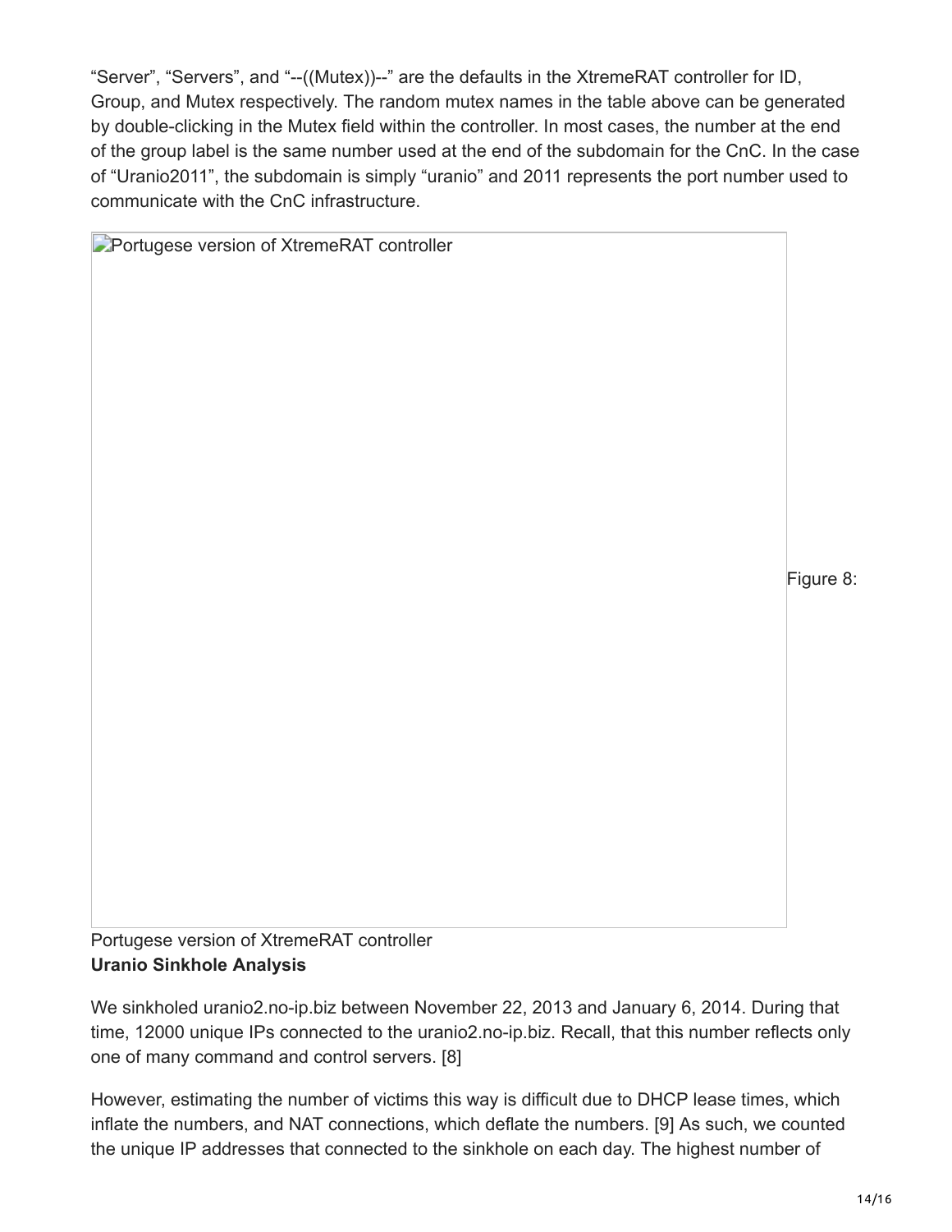“Server”, “Servers”, and “--((Mutex))--” are the defaults in the XtremeRAT controller for ID, Group, and Mutex respectively. The random mutex names in the table above can be generated by double-clicking in the Mutex field within the controller. In most cases, the number at the end of the group label is the same number used at the end of the subdomain for the CnC. In the case of “Uranio2011”, the subdomain is simply “uranio” and 2011 represents the port number used to communicate with the CnC infrastructure.

Figure 8:

Portugese version of XtremeRAT controller

**Uranio Sinkhole Analysis**

We sinkholed uranio2.no-ip.biz between November 22, 2013 and January 6, 2014. During that time, 12000 unique IPs connected to the uranio2.no-ip.biz. Recall, that this number reflects only one of many command and control servers. [8]

However, estimating the number of victims this way is difficult due to DHCP lease times, which inflate the numbers, and NAT connections, which deflate the numbers. [9] As such, we counted the unique IP addresses that connected to the sinkhole on each day. The highest number of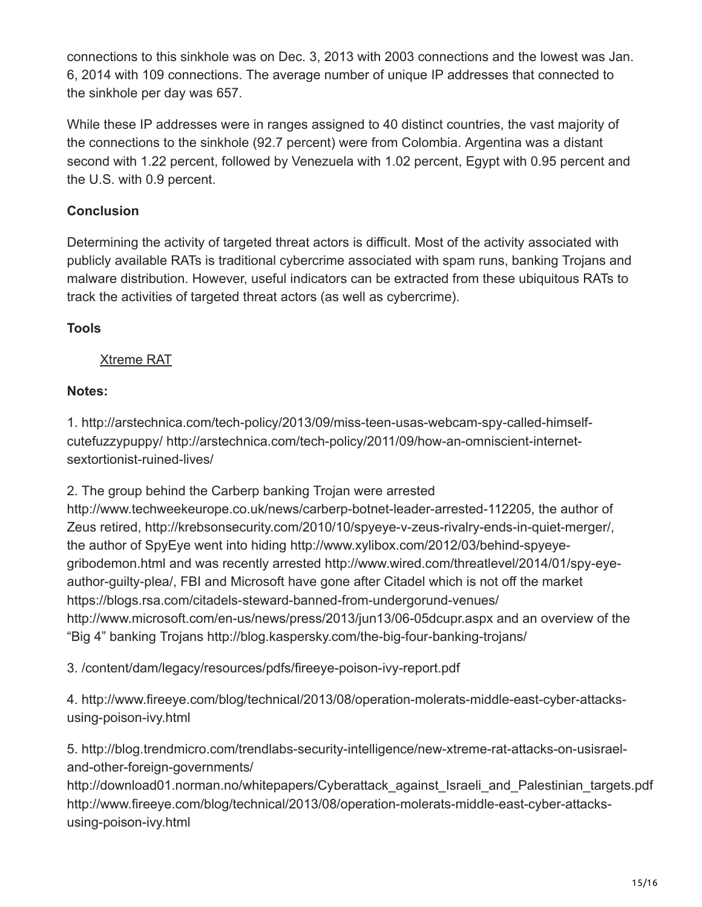connections to this sinkhole was on Dec. 3, 2013 with 2003 connections and the lowest was Jan. 6, 2014 with 109 connections. The average number of unique IP addresses that connected to the sinkhole per day was 657.

While these IP addresses were in ranges assigned to 40 distinct countries, the vast majority of the connections to the sinkhole (92.7 percent) were from Colombia. Argentina was a distant second with 1.22 percent, followed by Venezuela with 1.02 percent, Egypt with 0.95 percent and the U.S. with 0.9 percent.

**Conclusion**

Determining the activity of targeted threat actors is difficult. Most of the activity associated with publicly available RATs is traditional cybercrime associated with spam runs, banking Trojans and malware distribution. However, useful indicators can be extracted from these ubiquitous RATs to track the activities of targeted threat actors (as well as cybercrime).

**Tools**

Xtreme RAT

**Notes:**

1. http://arstechnica.com/tech-policy/2013/09/miss-teen-usas-webcam-spy-called-himself-cutefuzzypuppy/ http://arstechnica.com/tech-policy/2011/09/how-an-omniscient-internet-sextortionist-ruined-lives/

2. The group behind the Carberp banking Trojan were arrested http://www.techweekeurope.co.uk/news/carberp-botnet-leader-arrested-112205, the author of Zeus retired, http://krebsonsecurity.com/2010/10/spyeye-v-zeus-rivalry-ends-in-quiet-merger/, the author of SpyEye went into hiding http://www.xylibox.com/2012/03/behind-spyeye-gribodemon.html and was recently arrested http://www.wired.com/threatlevel/2014/01/spy-eye-author-guilty-plea/, FBI and Microsoft have gone after Citadel which is not off the market https://blogs.rsa.com/citadels-steward-banned-from-undergorund-venues/ http://www.microsoft.com/en-us/news/press/2013/jun13/06-05dcupr.aspx and an overview of the "Big 4" banking Trojans http://blog.kaspersky.com/the-big-four-banking-trojans/

3. /content/dam/legacy/resources/pdfs/fireeye-poison-ivy-report.pdf

4. http://www.fireeye.com/blog/technical/2013/08/operation-molerats-middle-east-cyber-attacks-using-poison-ivy.html

5. http://blog.trendmicro.com/trendlabs-security-intelligence/new-xtreme-rat-attacks-on-usisrael-and-other-foreign-governments/ http://download01.norman.no/whitepapers/Cyberattack_against_Israeli_and_Palestinian_targets.pdf http://www.fireeye.com/blog/technical/2013/08/operation-molerats-middle-east-cyber-attacks-using-poison-ivy.html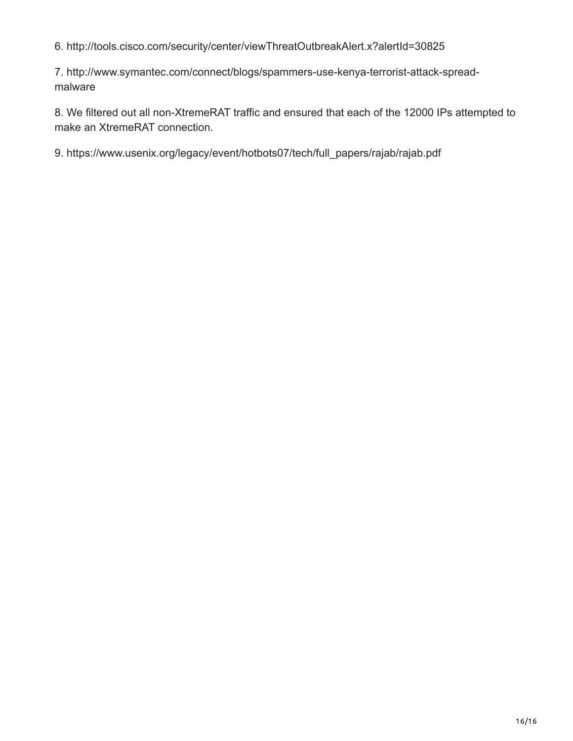6. http://tools.cisco.com/security/center/viewThreatOutbreakAlert.x?alertId=30825

7. http://www.symantec.com/connect/blogs/spammers-use-kenya-terrorist-attack-spread-malware

8. We filtered out all non-XtremeRAT traffic and ensured that each of the 12000 IPs attempted to make an XtremeRAT connection.

9. https://www.usenix.org/legacy/event/hotbots07/tech/full_papers/rajab/rajab.pdf